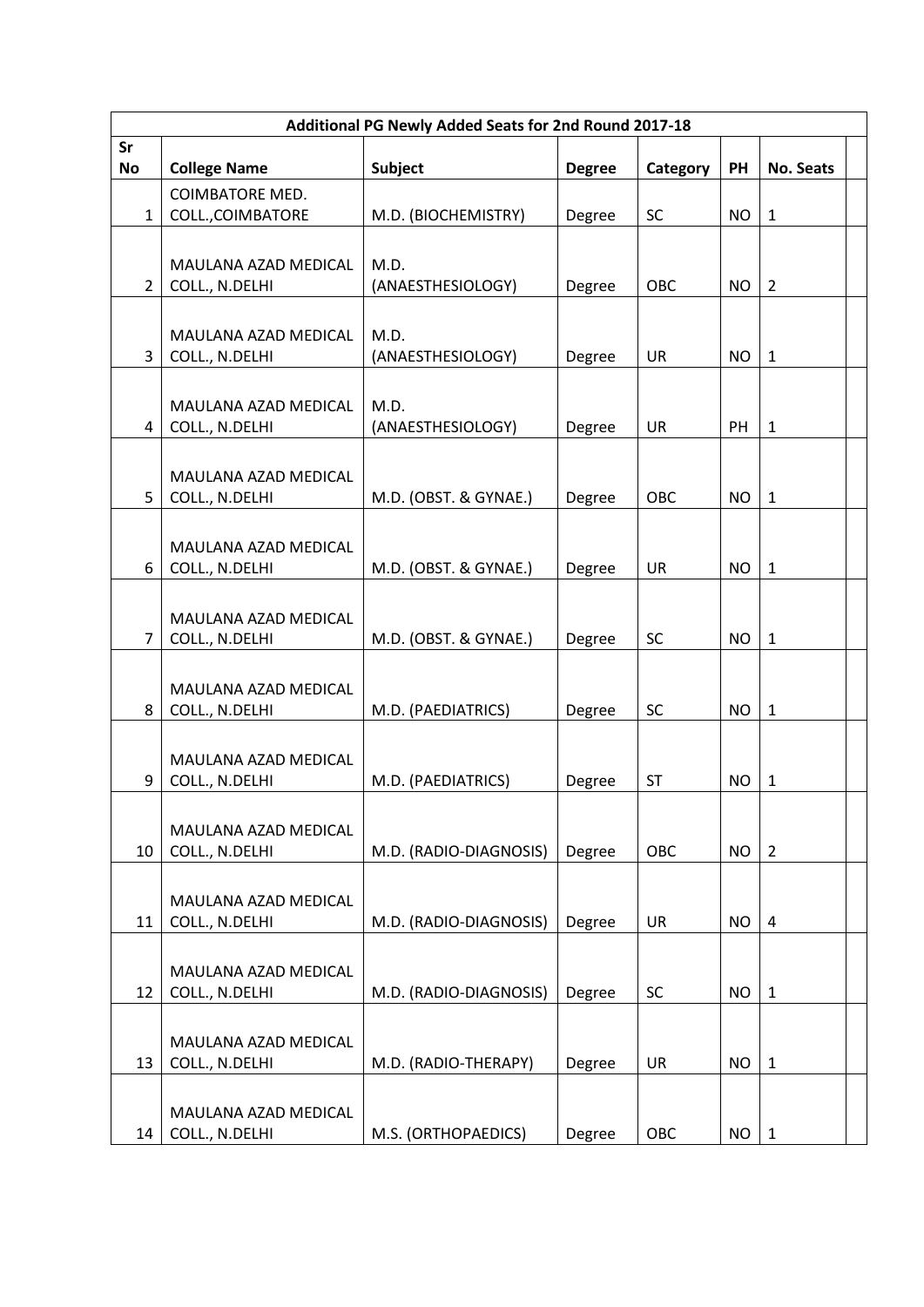| Additional PG Newly Added Seats for 2nd Round 2017-18 | | | | | | | |
|---|---|---|---|---|---|---|---|
| Sr No | College Name | Subject | Degree | Category | PH | No. Seats | |
| 1 | COIMBATORE MED. COLL.,COIMBATORE | M.D. (BIOCHEMISTRY) | Degree | SC | NO | 1 | |
| 2 | MAULANA AZAD MEDICAL COLL., N.DELHI | M.D. (ANAESTHESIOLOGY) | Degree | OBC | NO | 2 | |
| 3 | MAULANA AZAD MEDICAL COLL., N.DELHI | M.D. (ANAESTHESIOLOGY) | Degree | UR | NO | 1 | |
| 4 | MAULANA AZAD MEDICAL COLL., N.DELHI | M.D. (ANAESTHESIOLOGY) | Degree | UR | PH | 1 | |
| 5 | MAULANA AZAD MEDICAL COLL., N.DELHI | M.D. (OBST. & GYNAE.) | Degree | OBC | NO | 1 | |
| 6 | MAULANA AZAD MEDICAL COLL., N.DELHI | M.D. (OBST. & GYNAE.) | Degree | UR | NO | 1 | |
| 7 | MAULANA AZAD MEDICAL COLL., N.DELHI | M.D. (OBST. & GYNAE.) | Degree | SC | NO | 1 | |
| 8 | MAULANA AZAD MEDICAL COLL., N.DELHI | M.D. (PAEDIATRICS) | Degree | SC | NO | 1 | |
| 9 | MAULANA AZAD MEDICAL COLL., N.DELHI | M.D. (PAEDIATRICS) | Degree | ST | NO | 1 | |
| 10 | MAULANA AZAD MEDICAL COLL., N.DELHI | M.D. (RADIO-DIAGNOSIS) | Degree | OBC | NO | 2 | |
| 11 | MAULANA AZAD MEDICAL COLL., N.DELHI | M.D. (RADIO-DIAGNOSIS) | Degree | UR | NO | 4 | |
| 12 | MAULANA AZAD MEDICAL COLL., N.DELHI | M.D. (RADIO-DIAGNOSIS) | Degree | SC | NO | 1 | |
| 13 | MAULANA AZAD MEDICAL COLL., N.DELHI | M.D. (RADIO-THERAPY) | Degree | UR | NO | 1 | |
| 14 | MAULANA AZAD MEDICAL COLL., N.DELHI | M.S. (ORTHOPAEDICS) | Degree | OBC | NO | 1 | |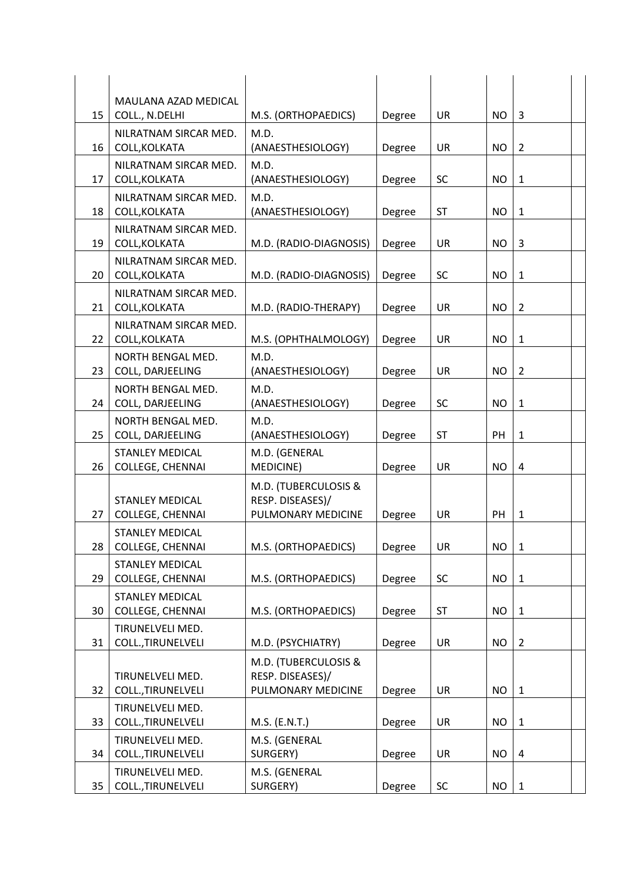| | | | | | | | |
|---|---|---|---|---|---|---|---|
| 15 | MAULANA AZAD MEDICAL COLL., N.DELHI | M.S. (ORTHOPAEDICS) | Degree | UR | NO | 3 | |
| 16 | NILRATNAM SIRCAR MED. COLL,KOLKATA | M.D. (ANAESTHESIOLOGY) | Degree | UR | NO | 2 | |
| 17 | NILRATNAM SIRCAR MED. COLL,KOLKATA | M.D. (ANAESTHESIOLOGY) | Degree | SC | NO | 1 | |
| 18 | NILRATNAM SIRCAR MED. COLL,KOLKATA | M.D. (ANAESTHESIOLOGY) | Degree | ST | NO | 1 | |
| 19 | NILRATNAM SIRCAR MED. COLL,KOLKATA | M.D. (RADIO-DIAGNOSIS) | Degree | UR | NO | 3 | |
| 20 | NILRATNAM SIRCAR MED. COLL,KOLKATA | M.D. (RADIO-DIAGNOSIS) | Degree | SC | NO | 1 | |
| 21 | NILRATNAM SIRCAR MED. COLL,KOLKATA | M.D. (RADIO-THERAPY) | Degree | UR | NO | 2 | |
| 22 | NILRATNAM SIRCAR MED. COLL,KOLKATA | M.S. (OPHTHALMOLOGY) | Degree | UR | NO | 1 | |
| 23 | NORTH BENGAL MED. COLL, DARJEELING | M.D. (ANAESTHESIOLOGY) | Degree | UR | NO | 2 | |
| 24 | NORTH BENGAL MED. COLL, DARJEELING | M.D. (ANAESTHESIOLOGY) | Degree | SC | NO | 1 | |
| 25 | NORTH BENGAL MED. COLL, DARJEELING | M.D. (ANAESTHESIOLOGY) | Degree | ST | PH | 1 | |
| 26 | STANLEY MEDICAL COLLEGE, CHENNAI | M.D. (GENERAL MEDICINE) | Degree | UR | NO | 4 | |
| 27 | STANLEY MEDICAL COLLEGE, CHENNAI | M.D. (TUBERCULOSIS & RESP. DISEASES)/ PULMONARY MEDICINE | Degree | UR | PH | 1 | |
| 28 | STANLEY MEDICAL COLLEGE, CHENNAI | M.S. (ORTHOPAEDICS) | Degree | UR | NO | 1 | |
| 29 | STANLEY MEDICAL COLLEGE, CHENNAI | M.S. (ORTHOPAEDICS) | Degree | SC | NO | 1 | |
| 30 | STANLEY MEDICAL COLLEGE, CHENNAI | M.S. (ORTHOPAEDICS) | Degree | ST | NO | 1 | |
| 31 | TIRUNELVELI MED. COLL.,TIRUNELVELI | M.D. (PSYCHIATRY) | Degree | UR | NO | 2 | |
| 32 | TIRUNELVELI MED. COLL.,TIRUNELVELI | M.D. (TUBERCULOSIS & RESP. DISEASES)/ PULMONARY MEDICINE | Degree | UR | NO | 1 | |
| 33 | TIRUNELVELI MED. COLL.,TIRUNELVELI | M.S. (E.N.T.) | Degree | UR | NO | 1 | |
| 34 | TIRUNELVELI MED. COLL.,TIRUNELVELI | M.S. (GENERAL SURGERY) | Degree | UR | NO | 4 | |
| 35 | TIRUNELVELI MED. COLL.,TIRUNELVELI | M.S. (GENERAL SURGERY) | Degree | SC | NO | 1 | |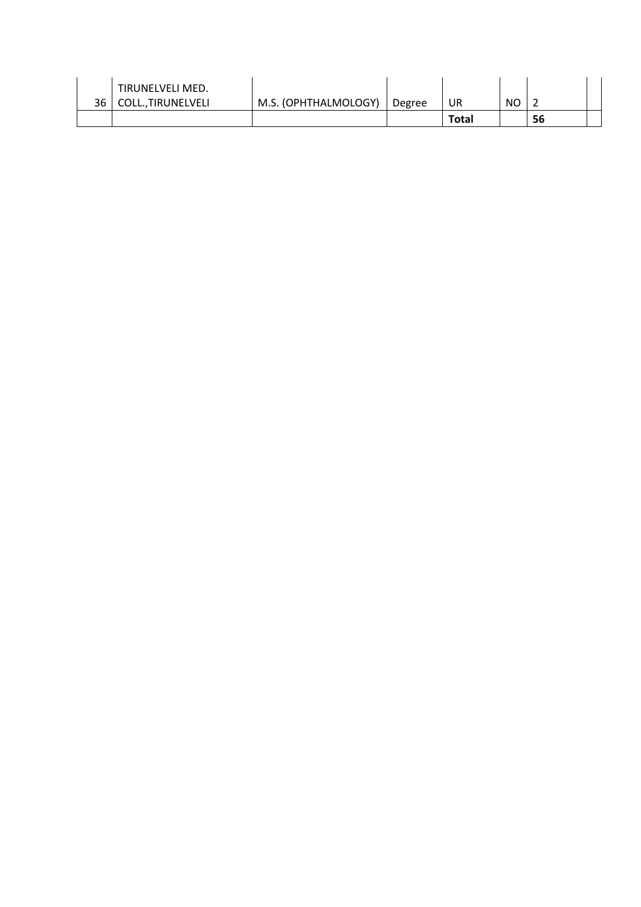| | | | | | | | |
|---|---|---|---|---|---|---|---|
| 36 | TIRUNELVELI MED. COLL.,TIRUNELVELI | M.S. (OPHTHALMOLOGY) | Degree | UR | NO | 2 | |
| | | | | **Total** | | **56** | |